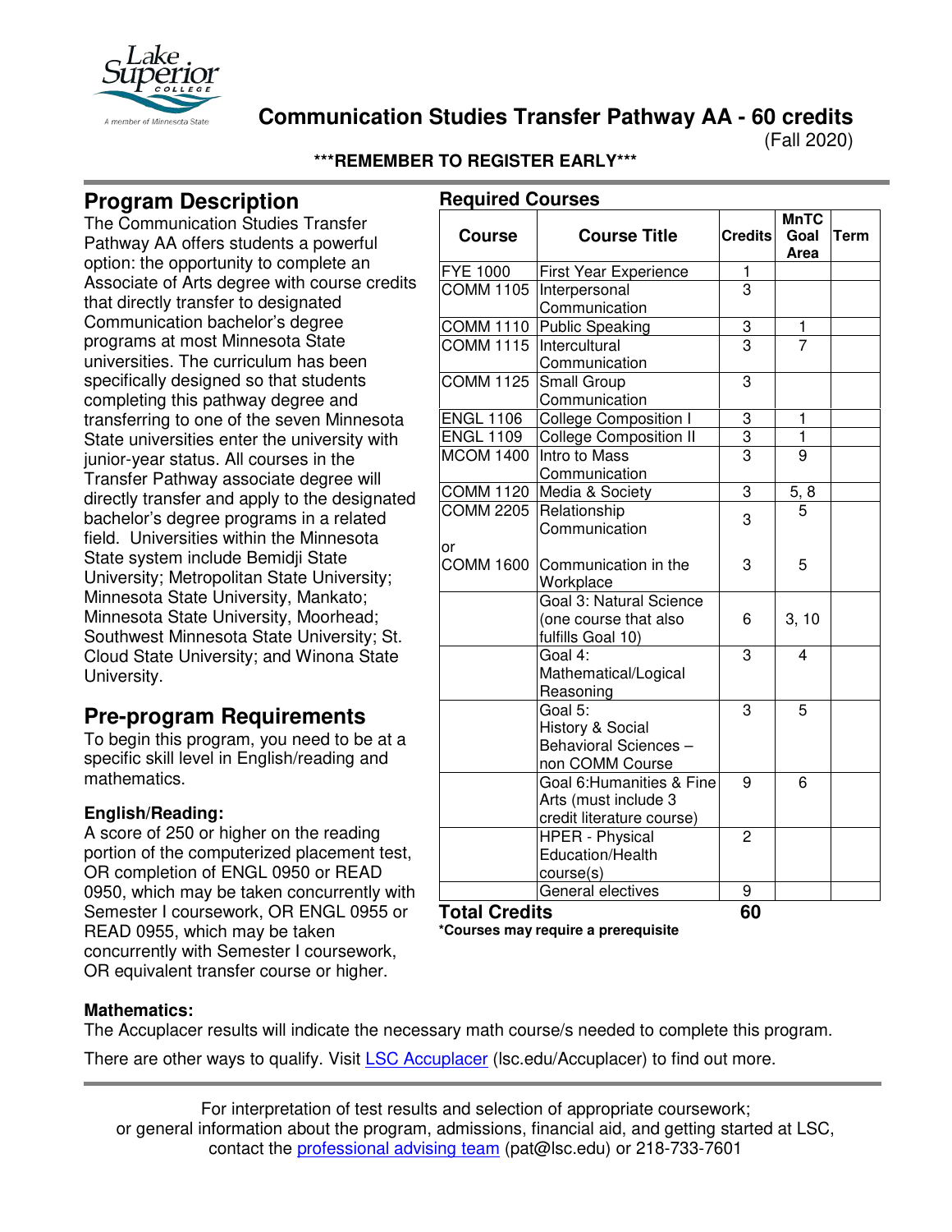# Communication Studies Transfer Pathway AA - 60 credits

(Fall 2020)

**\*\*\*REMEMBER TO REGISTER EARLY\*\*\***

## Program Description

The Communication Studies Transfer Pathway AA offers students a powerful option: the opportunity to complete an Associate of Arts degree with course credits that directly transfer to designated Communication bachelor's degree programs at most Minnesota State universities. The curriculum has been specifically designed so that students completing this pathway degree and transferring to one of the seven Minnesota State universities enter the university with junior-year status. All courses in the Transfer Pathway associate degree will directly transfer and apply to the designated bachelor's degree programs in a related field. Universities within the Minnesota State system include Bemidji State University; Metropolitan State University; Minnesota State University, Mankato; Minnesota State University, Moorhead; Southwest Minnesota State University; St. Cloud State University; and Winona State University.

## Pre-program Requirements

To begin this program, you need to be at a specific skill level in English/reading and mathematics.

### English/Reading:

A score of 250 or higher on the reading portion of the computerized placement test, OR completion of ENGL 0950 or READ 0950, which may be taken concurrently with Semester I coursework, OR ENGL 0955 or READ 0955, which may be taken concurrently with Semester I coursework, OR equivalent transfer course or higher.

### Mathematics:

The Accuplacer results will indicate the necessary math course/s needed to complete this program.

There are other ways to qualify. Visit LSC Accuplacer (lsc.edu/Accuplacer) to find out more.

## Required Courses

| Course | Course Title | Credits | MnTC Goal Area | Term |
|---|---|---|---|---|
| FYE 1000 | First Year Experience | 1 | | |
| COMM 1105 | Interpersonal Communication | 3 | | |
| COMM 1110 | Public Speaking | 3 | 1 | |
| COMM 1115 | Intercultural Communication | 3 | 7 | |
| COMM 1125 | Small Group Communication | 3 | | |
| ENGL 1106 | College Composition I | 3 | 1 | |
| ENGL 1109 | College Composition II | 3 | 1 | |
| MCOM 1400 | Intro to Mass Communication | 3 | 9 | |
| COMM 1120 | Media & Society | 3 | 5, 8 | |
| COMM 2205 | Relationship Communication | 3 | 5 | |
| or COMM 1600 | Communication in the Workplace | 3 | 5 | |
| | Goal 3: Natural Science (one course that also fulfills Goal 10) | 6 | 3, 10 | |
| | Goal 4: Mathematical/Logical Reasoning | 3 | 4 | |
| | Goal 5: History & Social Behavioral Sciences – non COMM Course | 3 | 5 | |
| | Goal 6:Humanities & Fine Arts (must include 3 credit literature course) | 9 | 6 | |
| | HPER - Physical Education/Health course(s) | 2 | | |
| | General electives | 9 | | |
| **Total Credits** | | **60** | | |

**\*Courses may require a prerequisite**

For interpretation of test results and selection of appropriate coursework; or general information about the program, admissions, financial aid, and getting started at LSC, contact the professional advising team (pat@lsc.edu) or 218-733-7601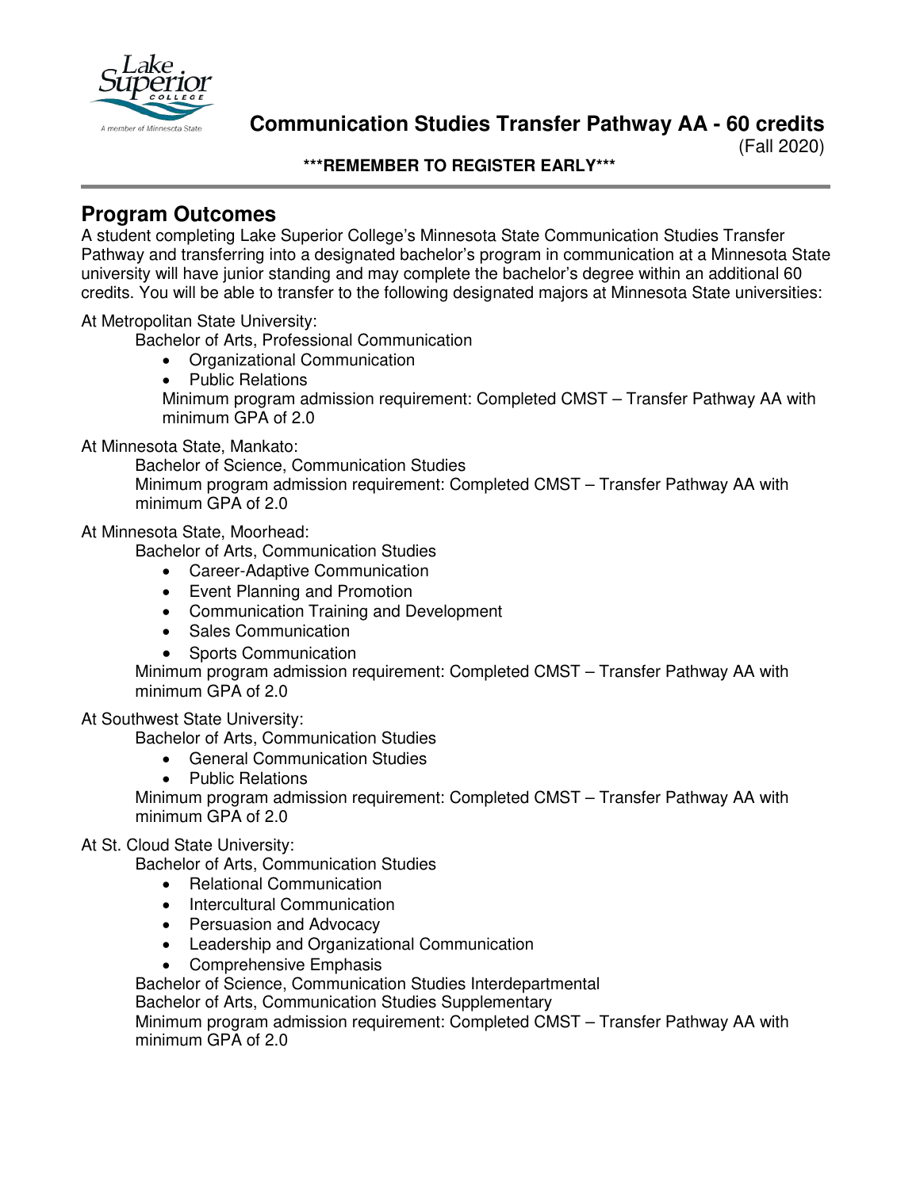# Communication Studies Transfer Pathway AA - 60 credits

(Fall 2020)

**\*\*\*REMEMBER TO REGISTER EARLY\*\*\***

## Program Outcomes

A student completing Lake Superior College's Minnesota State Communication Studies Transfer Pathway and transferring into a designated bachelor's program in communication at a Minnesota State university will have junior standing and may complete the bachelor's degree within an additional 60 credits. You will be able to transfer to the following designated majors at Minnesota State universities:

At Metropolitan State University:

Bachelor of Arts, Professional Communication

- Organizational Communication
- Public Relations

Minimum program admission requirement: Completed CMST – Transfer Pathway AA with minimum GPA of 2.0

At Minnesota State, Mankato:

Bachelor of Science, Communication Studies

Minimum program admission requirement: Completed CMST – Transfer Pathway AA with minimum GPA of 2.0

At Minnesota State, Moorhead:

Bachelor of Arts, Communication Studies

- Career-Adaptive Communication
- Event Planning and Promotion
- Communication Training and Development
- Sales Communication
- Sports Communication

Minimum program admission requirement: Completed CMST – Transfer Pathway AA with minimum GPA of 2.0

At Southwest State University:

Bachelor of Arts, Communication Studies

- General Communication Studies
- Public Relations

Minimum program admission requirement: Completed CMST – Transfer Pathway AA with minimum GPA of 2.0

At St. Cloud State University:

Bachelor of Arts, Communication Studies

- Relational Communication
- Intercultural Communication
- Persuasion and Advocacy
- Leadership and Organizational Communication
- Comprehensive Emphasis

Bachelor of Science, Communication Studies Interdepartmental

Bachelor of Arts, Communication Studies Supplementary

Minimum program admission requirement: Completed CMST – Transfer Pathway AA with minimum GPA of 2.0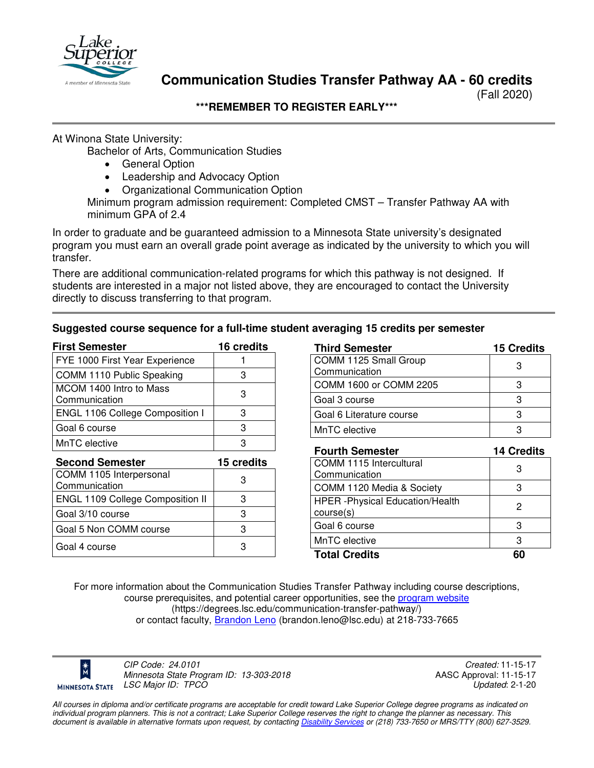# Communication Studies Transfer Pathway AA - 60 credits

(Fall 2020)

**\*\*\*REMEMBER TO REGISTER EARLY\*\*\***

At Winona State University:

Bachelor of Arts, Communication Studies

- General Option
- Leadership and Advocacy Option
- Organizational Communication Option

Minimum program admission requirement: Completed CMST – Transfer Pathway AA with minimum GPA of 2.4

In order to graduate and be guaranteed admission to a Minnesota State university's designated program you must earn an overall grade point average as indicated by the university to which you will transfer.

There are additional communication-related programs for which this pathway is not designed. If students are interested in a major not listed above, they are encouraged to contact the University directly to discuss transferring to that program.

### Suggested course sequence for a full-time student averaging 15 credits per semester

| First Semester | 16 credits |
|---|---|
| FYE 1000 First Year Experience | 1 |
| COMM 1110 Public Speaking | 3 |
| MCOM 1400 Intro to Mass Communication | 3 |
| ENGL 1106 College Composition I | 3 |
| Goal 6 course | 3 |
| MnTC elective | 3 |

| Second Semester | 15 credits |
|---|---|
| COMM 1105 Interpersonal Communication | 3 |
| ENGL 1109 College Composition II | 3 |
| Goal 3/10 course | 3 |
| Goal 5 Non COMM course | 3 |
| Goal 4 course | 3 |

| Third Semester | 15 Credits |
|---|---|
| COMM 1125 Small Group Communication | 3 |
| COMM 1600 or COMM 2205 | 3 |
| Goal 3 course | 3 |
| Goal 6 Literature course | 3 |
| MnTC elective | 3 |

| Fourth Semester | 14 Credits |
|---|---|
| COMM 1115 Intercultural Communication | 3 |
| COMM 1120 Media & Society | 3 |
| HPER -Physical Education/Health course(s) | 2 |
| Goal 6 course | 3 |
| MnTC elective | 3 |
| **Total Credits** | **60** |

For more information about the Communication Studies Transfer Pathway including course descriptions, course prerequisites, and potential career opportunities, see the program website (https://degrees.lsc.edu/communication-transfer-pathway/) or contact faculty, Brandon Leno (brandon.leno@lsc.edu) at 218-733-7665

*CIP Code: 24.0101*
*Minnesota State Program ID: 13-303-2018*
*LSC Major ID: TPCO*

*Created:* 11-15-17
AASC Approval: 11-15-17
*Updated*: 2-1-20

*All courses in diploma and/or certificate programs are acceptable for credit toward Lake Superior College degree programs as indicated on individual program planners. This is not a contract; Lake Superior College reserves the right to change the planner as necessary. This document is available in alternative formats upon request, by contacting Disability Services or (218) 733-7650 or MRS/TTY (800) 627-3529.*